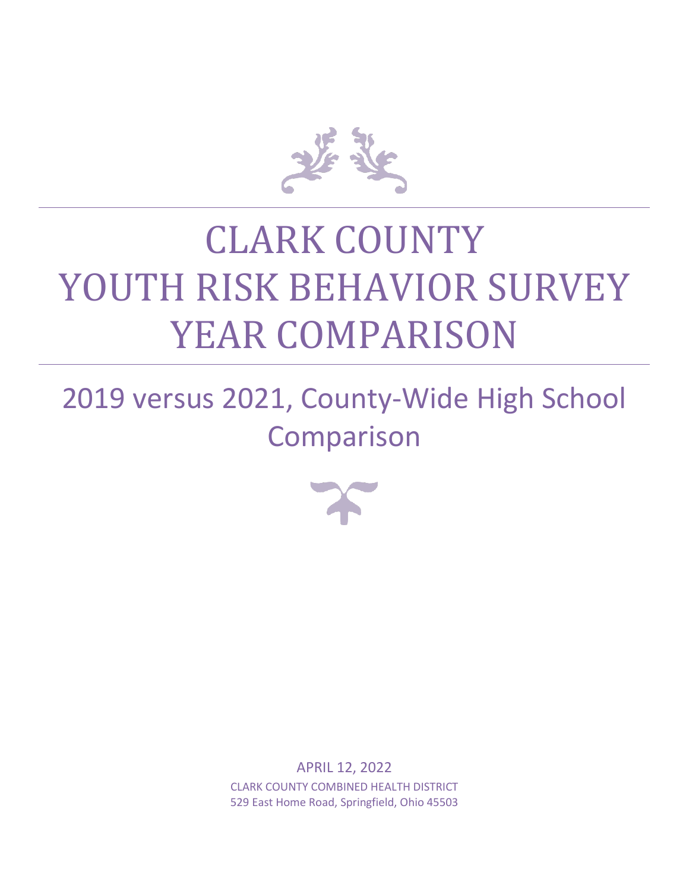# CLARK COUNTY YOUTH RISK BEHAVIOR SURVEY YEAR COMPARISON

## 2019 versus 2021, County-Wide High School Comparison

APRIL 12, 2022

CLARK COUNTY COMBINED HEALTH DISTRICT

529 East Home Road, Springfield, Ohio 45503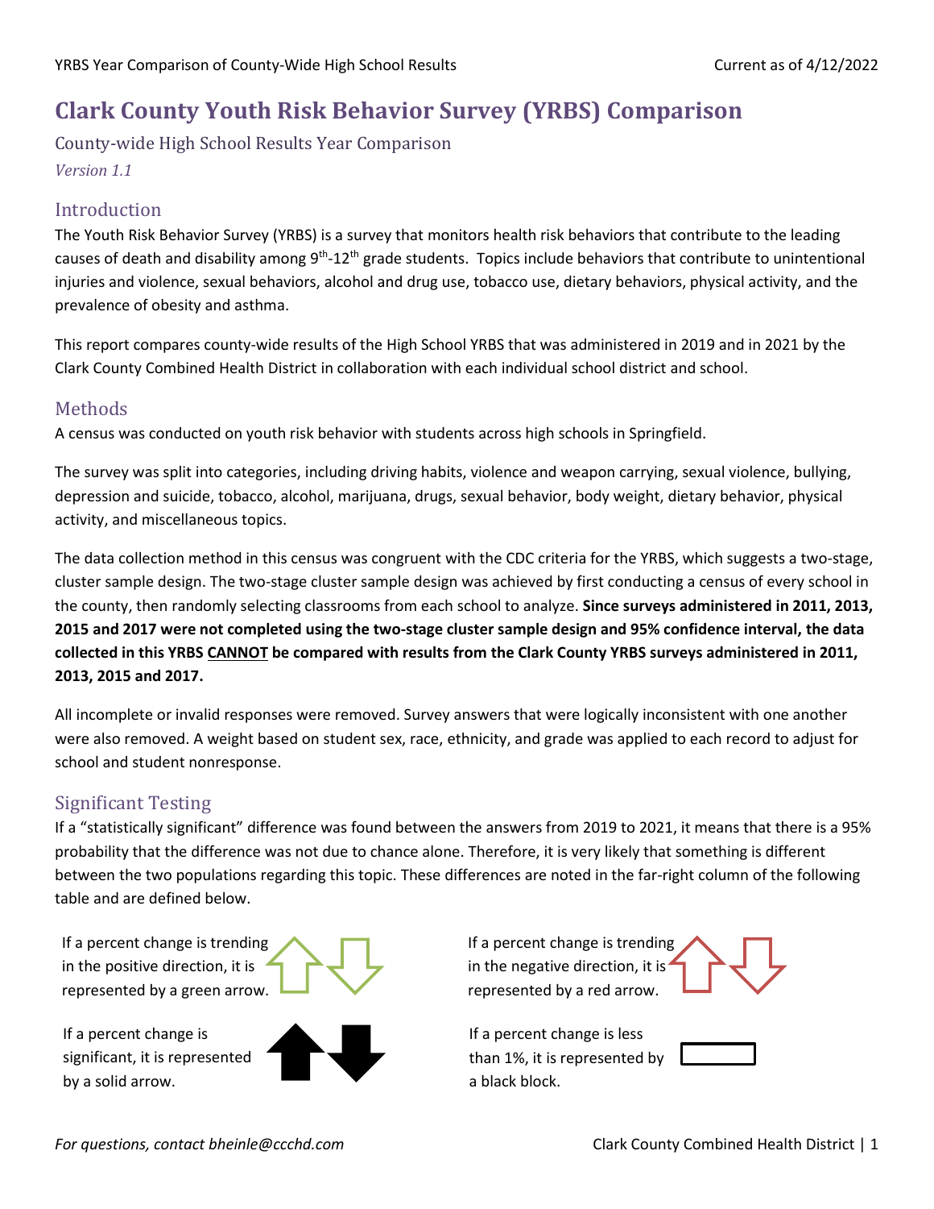# Clark County Youth Risk Behavior Survey (YRBS) Comparison

County-wide High School Results Year Comparison

*Version 1.1*

## Introduction

The Youth Risk Behavior Survey (YRBS) is a survey that monitors health risk behaviors that contribute to the leading causes of death and disability among 9th-12th grade students. Topics include behaviors that contribute to unintentional injuries and violence, sexual behaviors, alcohol and drug use, tobacco use, dietary behaviors, physical activity, and the prevalence of obesity and asthma.

This report compares county-wide results of the High School YRBS that was administered in 2019 and in 2021 by the Clark County Combined Health District in collaboration with each individual school district and school.

## Methods

A census was conducted on youth risk behavior with students across high schools in Springfield.

The survey was split into categories, including driving habits, violence and weapon carrying, sexual violence, bullying, depression and suicide, tobacco, alcohol, marijuana, drugs, sexual behavior, body weight, dietary behavior, physical activity, and miscellaneous topics.

The data collection method in this census was congruent with the CDC criteria for the YRBS, which suggests a two-stage, cluster sample design. The two-stage cluster sample design was achieved by first conducting a census of every school in the county, then randomly selecting classrooms from each school to analyze. **Since surveys administered in 2011, 2013, 2015 and 2017 were not completed using the two-stage cluster sample design and 95% confidence interval, the data collected in this YRBS CANNOT be compared with results from the Clark County YRBS surveys administered in 2011, 2013, 2015 and 2017.**

All incomplete or invalid responses were removed. Survey answers that were logically inconsistent with one another were also removed. A weight based on student sex, race, ethnicity, and grade was applied to each record to adjust for school and student nonresponse.

## Significant Testing

If a "statistically significant" difference was found between the answers from 2019 to 2021, it means that there is a 95% probability that the difference was not due to chance alone. Therefore, it is very likely that something is different between the two populations regarding this topic. These differences are noted in the far-right column of the following table and are defined below.

If a percent change is trending in the positive direction, it is represented by a green arrow.

If a percent change is trending in the negative direction, it is represented by a red arrow.

If a percent change is significant, it is represented by a solid arrow.

If a percent change is less than 1%, it is represented by a black block.

*For questions, contact bheinle@ccchd.com*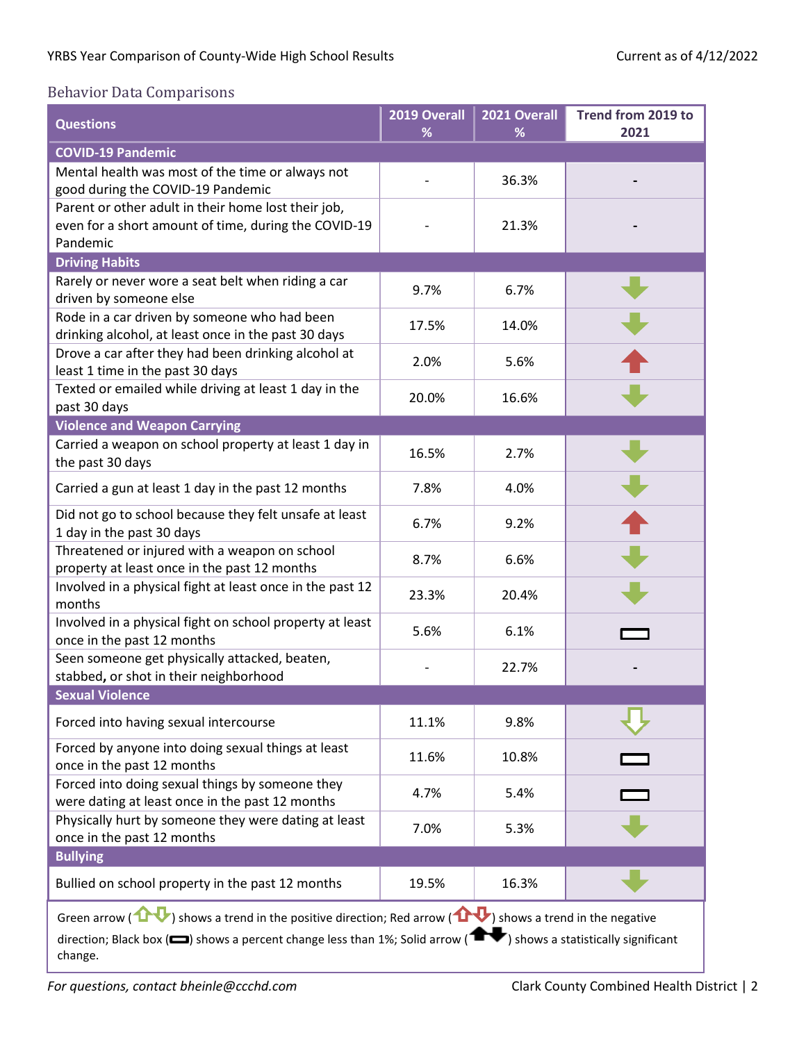## Behavior Data Comparisons

| Questions | 2019 Overall % | 2021 Overall % | Trend from 2019 to 2021 |
|---|---|---|---|
| **COVID-19 Pandemic** | | | |
| Mental health was most of the time or always not good during the COVID-19 Pandemic | - | 36.3% | - |
| Parent or other adult in their home lost their job, even for a short amount of time, during the COVID-19 Pandemic | - | 21.3% | - |
| **Driving Habits** | | | |
| Rarely or never wore a seat belt when riding a car driven by someone else | 9.7% | 6.7% | ⬇ (solid green) |
| Rode in a car driven by someone who had been drinking alcohol, at least once in the past 30 days | 17.5% | 14.0% | ⬇ (solid green) |
| Drove a car after they had been drinking alcohol at least 1 time in the past 30 days | 2.0% | 5.6% | ⬆ (solid red) |
| Texted or emailed while driving at least 1 day in the past 30 days | 20.0% | 16.6% | ⬇ (solid green) |
| **Violence and Weapon Carrying** | | | |
| Carried a weapon on school property at least 1 day in the past 30 days | 16.5% | 2.7% | ⬇ (solid green) |
| Carried a gun at least 1 day in the past 12 months | 7.8% | 4.0% | ⬇ (solid green) |
| Did not go to school because they felt unsafe at least 1 day in the past 30 days | 6.7% | 9.2% | ⬆ (solid red) |
| Threatened or injured with a weapon on school property at least once in the past 12 months | 8.7% | 6.6% | ⬇ (solid green) |
| Involved in a physical fight at least once in the past 12 months | 23.3% | 20.4% | ⬇ (solid green) |
| Involved in a physical fight on school property at least once in the past 12 months | 5.6% | 6.1% | ▭ |
| Seen someone get physically attacked, beaten, stabbed, or shot in their neighborhood | - | 22.7% | - |
| **Sexual Violence** | | | |
| Forced into having sexual intercourse | 11.1% | 9.8% | ⇩ (outline green) |
| Forced by anyone into doing sexual things at least once in the past 12 months | 11.6% | 10.8% | ▭ |
| Forced into doing sexual things by someone they were dating at least once in the past 12 months | 4.7% | 5.4% | ▭ |
| Physically hurt by someone they were dating at least once in the past 12 months | 7.0% | 5.3% | ⬇ (solid green) |
| **Bullying** | | | |
| Bullied on school property in the past 12 months | 19.5% | 16.3% | ⬇ (solid green) |

Green arrow (⇧⇩) shows a trend in the positive direction; Red arrow (⇧⇩) shows a trend in the negative direction; Black box (▭) shows a percent change less than 1%; Solid arrow (⬆⬇) shows a statistically significant change.

*For questions, contact bheinle@ccchd.com*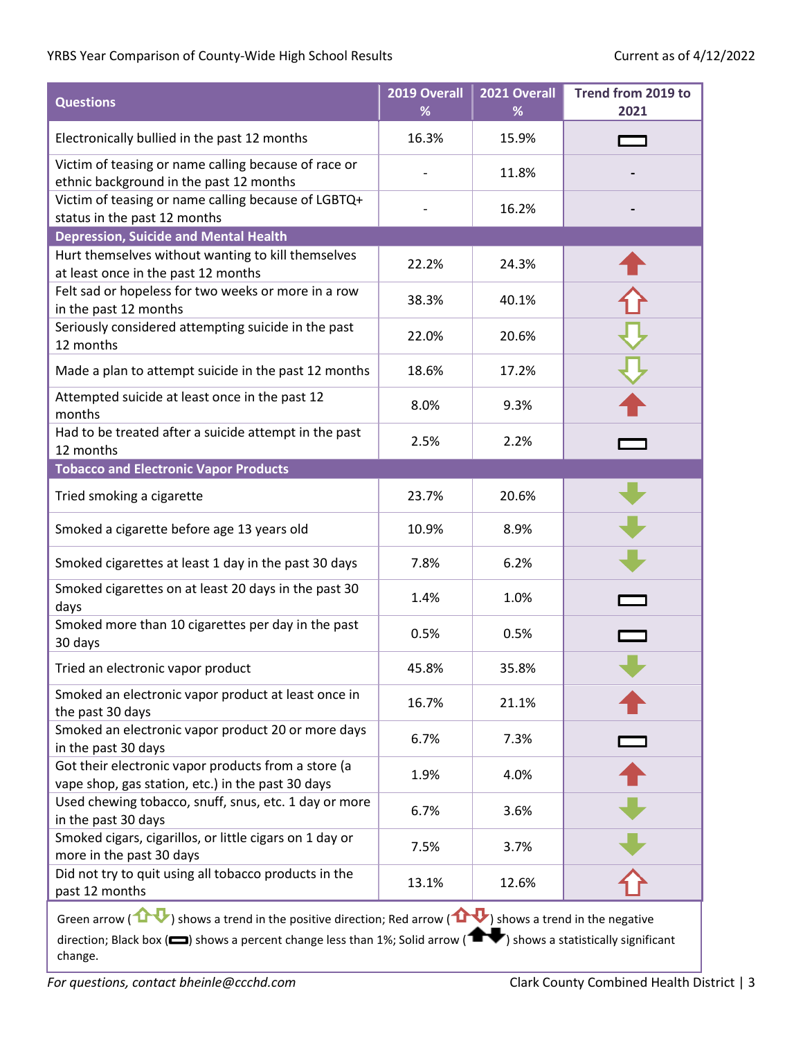YRBS Year Comparison of County-Wide High School Results

Current as of 4/12/2022

| Questions | 2019 Overall % | 2021 Overall % | Trend from 2019 to 2021 |
|---|---|---|---|
| Electronically bullied in the past 12 months | 16.3% | 15.9% | Black box |
| Victim of teasing or name calling because of race or ethnic background in the past 12 months | - | 11.8% | - |
| Victim of teasing or name calling because of LGBTQ+ status in the past 12 months | - | 16.2% | - |
| **Depression, Suicide and Mental Health** | | | |
| Hurt themselves without wanting to kill themselves at least once in the past 12 months | 22.2% | 24.3% | Solid red up arrow |
| Felt sad or hopeless for two weeks or more in a row in the past 12 months | 38.3% | 40.1% | Red up arrow |
| Seriously considered attempting suicide in the past 12 months | 22.0% | 20.6% | Green down arrow |
| Made a plan to attempt suicide in the past 12 months | 18.6% | 17.2% | Green down arrow |
| Attempted suicide at least once in the past 12 months | 8.0% | 9.3% | Solid red up arrow |
| Had to be treated after a suicide attempt in the past 12 months | 2.5% | 2.2% | Black box |
| **Tobacco and Electronic Vapor Products** | | | |
| Tried smoking a cigarette | 23.7% | 20.6% | Solid green down arrow |
| Smoked a cigarette before age 13 years old | 10.9% | 8.9% | Solid green down arrow |
| Smoked cigarettes at least 1 day in the past 30 days | 7.8% | 6.2% | Solid green down arrow |
| Smoked cigarettes on at least 20 days in the past 30 days | 1.4% | 1.0% | Black box |
| Smoked more than 10 cigarettes per day in the past 30 days | 0.5% | 0.5% | Black box |
| Tried an electronic vapor product | 45.8% | 35.8% | Solid green down arrow |
| Smoked an electronic vapor product at least once in the past 30 days | 16.7% | 21.1% | Solid red up arrow |
| Smoked an electronic vapor product 20 or more days in the past 30 days | 6.7% | 7.3% | Black box |
| Got their electronic vapor products from a store (a vape shop, gas station, etc.) in the past 30 days | 1.9% | 4.0% | Solid red up arrow |
| Used chewing tobacco, snuff, snus, etc. 1 day or more in the past 30 days | 6.7% | 3.6% | Solid green down arrow |
| Smoked cigars, cigarillos, or little cigars on 1 day or more in the past 30 days | 7.5% | 3.7% | Solid green down arrow |
| Did not try to quit using all tobacco products in the past 12 months | 13.1% | 12.6% | Red up arrow |

Green arrow (⇧⇩) shows a trend in the positive direction; Red arrow (⇧⇩) shows a trend in the negative direction; Black box (▭) shows a percent change less than 1%; Solid arrow (⬆⬇) shows a statistically significant change.

*For questions, contact bheinle@ccchd.com*

Clark County Combined Health District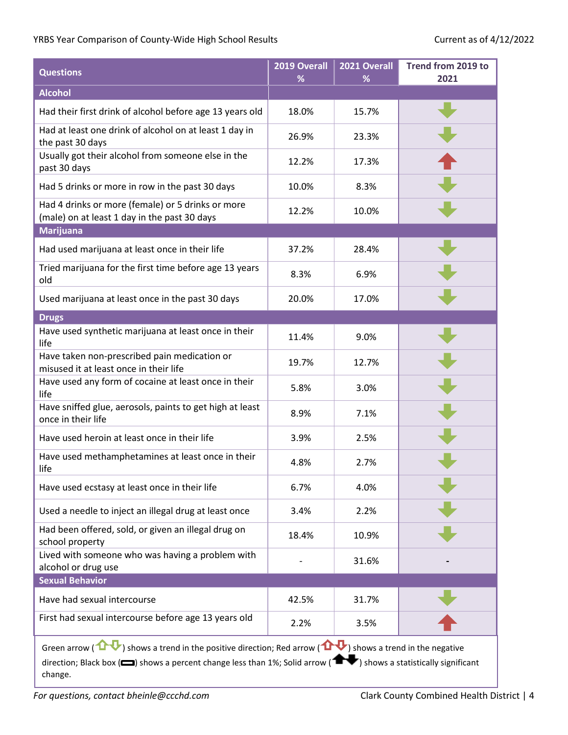YRBS Year Comparison of County-Wide High School Results

Current as of 4/12/2022

| Questions | 2019 Overall % | 2021 Overall % | Trend from 2019 to 2021 |
|---|---|---|---|
| **Alcohol** | | | |
| Had their first drink of alcohol before age 13 years old | 18.0% | 15.7% | ⬇ (green) |
| Had at least one drink of alcohol on at least 1 day in the past 30 days | 26.9% | 23.3% | ⬇ (green) |
| Usually got their alcohol from someone else in the past 30 days | 12.2% | 17.3% | ⬆ (red) |
| Had 5 drinks or more in row in the past 30 days | 10.0% | 8.3% | ⬇ (green) |
| Had 4 drinks or more (female) or 5 drinks or more (male) on at least 1 day in the past 30 days | 12.2% | 10.0% | ⬇ (green) |
| **Marijuana** | | | |
| Had used marijuana at least once in their life | 37.2% | 28.4% | ⬇ (green) |
| Tried marijuana for the first time before age 13 years old | 8.3% | 6.9% | ⬇ (green) |
| Used marijuana at least once in the past 30 days | 20.0% | 17.0% | ⬇ (green) |
| **Drugs** | | | |
| Have used synthetic marijuana at least once in their life | 11.4% | 9.0% | ⬇ (green) |
| Have taken non-prescribed pain medication or misused it at least once in their life | 19.7% | 12.7% | ⬇ (green) |
| Have used any form of cocaine at least once in their life | 5.8% | 3.0% | ⬇ (green) |
| Have sniffed glue, aerosols, paints to get high at least once in their life | 8.9% | 7.1% | ⬇ (green) |
| Have used heroin at least once in their life | 3.9% | 2.5% | ⬇ (green) |
| Have used methamphetamines at least once in their life | 4.8% | 2.7% | ⬇ (green) |
| Have used ecstasy at least once in their life | 6.7% | 4.0% | ⬇ (green) |
| Used a needle to inject an illegal drug at least once | 3.4% | 2.2% | ⬇ (green) |
| Had been offered, sold, or given an illegal drug on school property | 18.4% | 10.9% | ⬇ (green) |
| Lived with someone who was having a problem with alcohol or drug use | - | 31.6% | - |
| **Sexual Behavior** | | | |
| Have had sexual intercourse | 42.5% | 31.7% | ⬇ (green) |
| First had sexual intercourse before age 13 years old | 2.2% | 3.5% | ⬆ (red) |

Green arrow (⇧⇩) shows a trend in the positive direction; Red arrow (⇧⇩) shows a trend in the negative direction; Black box (▭) shows a percent change less than 1%; Solid arrow (⬆⬇) shows a statistically significant change.

*For questions, contact bheinle@ccchd.com*

Clark County Combined Health District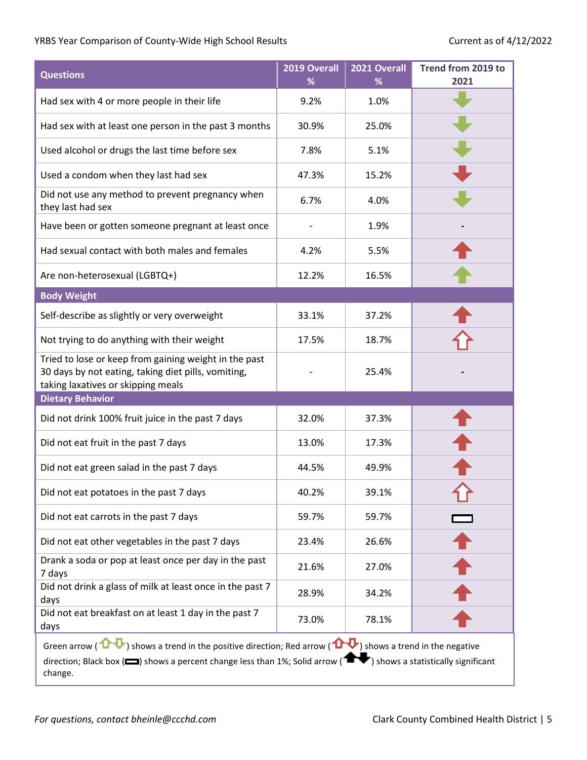| Questions | 2019 Overall % | 2021 Overall % | Trend from 2019 to 2021 |
|---|---|---|---|
| Had sex with 4 or more people in their life | 9.2% | 1.0% | ⬇ (green, solid) |
| Had sex with at least one person in the past 3 months | 30.9% | 25.0% | ⬇ (green, solid) |
| Used alcohol or drugs the last time before sex | 7.8% | 5.1% | ⬇ (green, solid) |
| Used a condom when they last had sex | 47.3% | 15.2% | ⬇ (red, solid) |
| Did not use any method to prevent pregnancy when they last had sex | 6.7% | 4.0% | ⬇ (green, solid) |
| Have been or gotten someone pregnant at least once | - | 1.9% | - |
| Had sexual contact with both males and females | 4.2% | 5.5% | ⬆ (red, solid) |
| Are non-heterosexual (LGBTQ+) | 12.2% | 16.5% | ⬆ (green, solid) |
| **Body Weight** | | | |
| Self-describe as slightly or very overweight | 33.1% | 37.2% | ⬆ (red, solid) |
| Not trying to do anything with their weight | 17.5% | 18.7% | ⇧ (red, outline) |
| Tried to lose or keep from gaining weight in the past 30 days by not eating, taking diet pills, vomiting, taking laxatives or skipping meals | - | 25.4% | - |
| **Dietary Behavior** | | | |
| Did not drink 100% fruit juice in the past 7 days | 32.0% | 37.3% | ⬆ (red, solid) |
| Did not eat fruit in the past 7 days | 13.0% | 17.3% | ⬆ (red, solid) |
| Did not eat green salad in the past 7 days | 44.5% | 49.9% | ⬆ (red, solid) |
| Did not eat potatoes in the past 7 days | 40.2% | 39.1% | ⇧ (red, outline) |
| Did not eat carrots in the past 7 days | 59.7% | 59.7% | ▭ (black box) |
| Did not eat other vegetables in the past 7 days | 23.4% | 26.6% | ⬆ (red, solid) |
| Drank a soda or pop at least once per day in the past 7 days | 21.6% | 27.0% | ⬆ (red, solid) |
| Did not drink a glass of milk at least once in the past 7 days | 28.9% | 34.2% | ⬆ (red, solid) |
| Did not eat breakfast on at least 1 day in the past 7 days | 73.0% | 78.1% | ⬆ (red, solid) |

Green arrow (⇧⇩) shows a trend in the positive direction; Red arrow (⇧⇩) shows a trend in the negative direction; Black box (▭) shows a percent change less than 1%; Solid arrow (⬆⬇) shows a statistically significant change.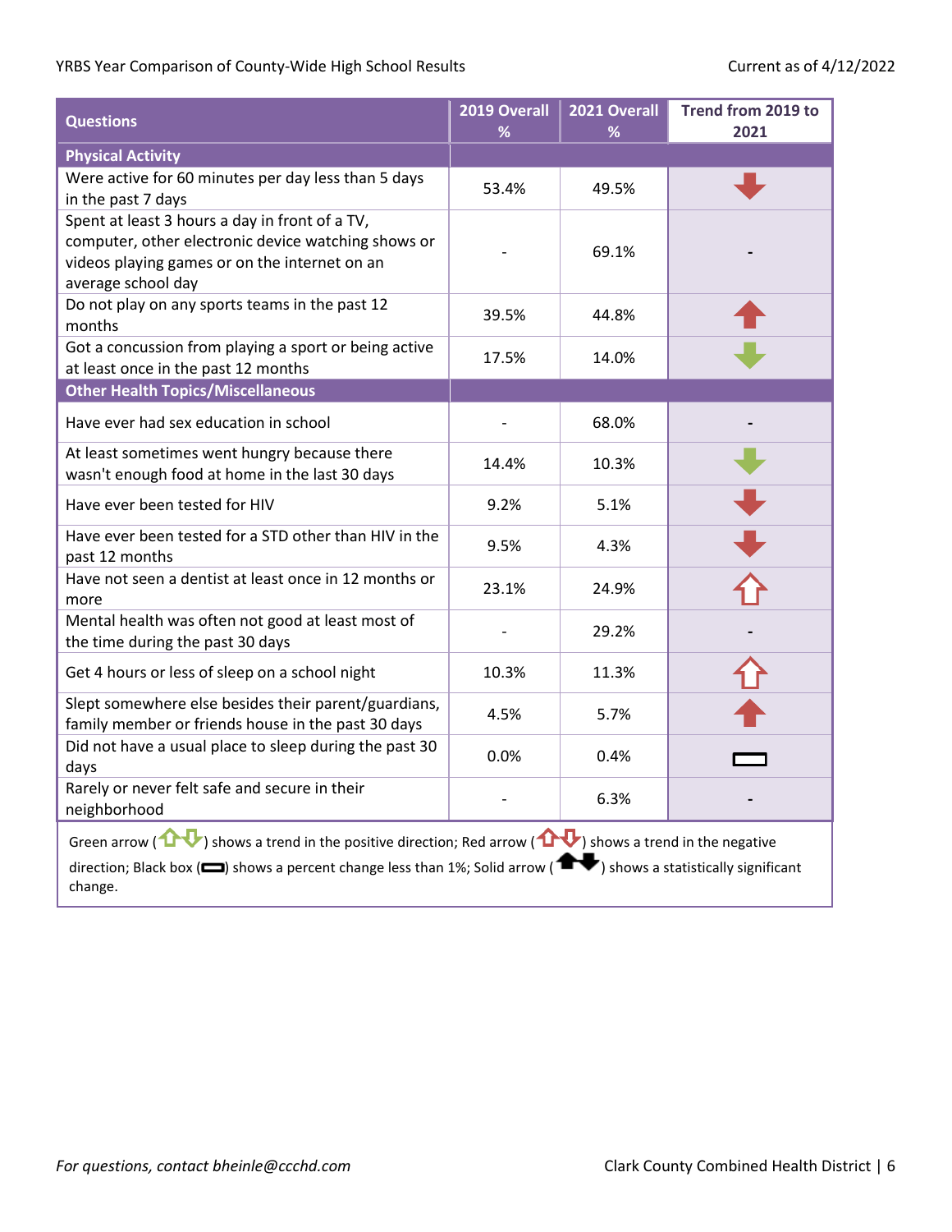| Questions | 2019 Overall % | 2021 Overall % | Trend from 2019 to 2021 |
|---|---|---|---|
| **Physical Activity** | | | |
| Were active for 60 minutes per day less than 5 days in the past 7 days | 53.4% | 49.5% | Solid red down arrow |
| Spent at least 3 hours a day in front of a TV, computer, other electronic device watching shows or videos playing games or on the internet on an average school day | - | 69.1% | - |
| Do not play on any sports teams in the past 12 months | 39.5% | 44.8% | Solid red up arrow |
| Got a concussion from playing a sport or being active at least once in the past 12 months | 17.5% | 14.0% | Solid green down arrow |
| **Other Health Topics/Miscellaneous** | | | |
| Have ever had sex education in school | - | 68.0% | - |
| At least sometimes went hungry because there wasn't enough food at home in the last 30 days | 14.4% | 10.3% | Solid green down arrow |
| Have ever been tested for HIV | 9.2% | 5.1% | Solid red down arrow |
| Have ever been tested for a STD other than HIV in the past 12 months | 9.5% | 4.3% | Solid red down arrow |
| Have not seen a dentist at least once in 12 months or more | 23.1% | 24.9% | Red up arrow (outline) |
| Mental health was often not good at least most of the time during the past 30 days | - | 29.2% | - |
| Get 4 hours or less of sleep on a school night | 10.3% | 11.3% | Red up arrow (outline) |
| Slept somewhere else besides their parent/guardians, family member or friends house in the past 30 days | 4.5% | 5.7% | Solid red up arrow |
| Did not have a usual place to sleep during the past 30 days | 0.0% | 0.4% | Black box |
| Rarely or never felt safe and secure in their neighborhood | - | 6.3% | - |

Green arrow ( ) shows a trend in the positive direction; Red arrow ( ) shows a trend in the negative direction; Black box ( ) shows a percent change less than 1%; Solid arrow ( ) shows a statistically significant change.

*For questions, contact bheinle@ccchd.com*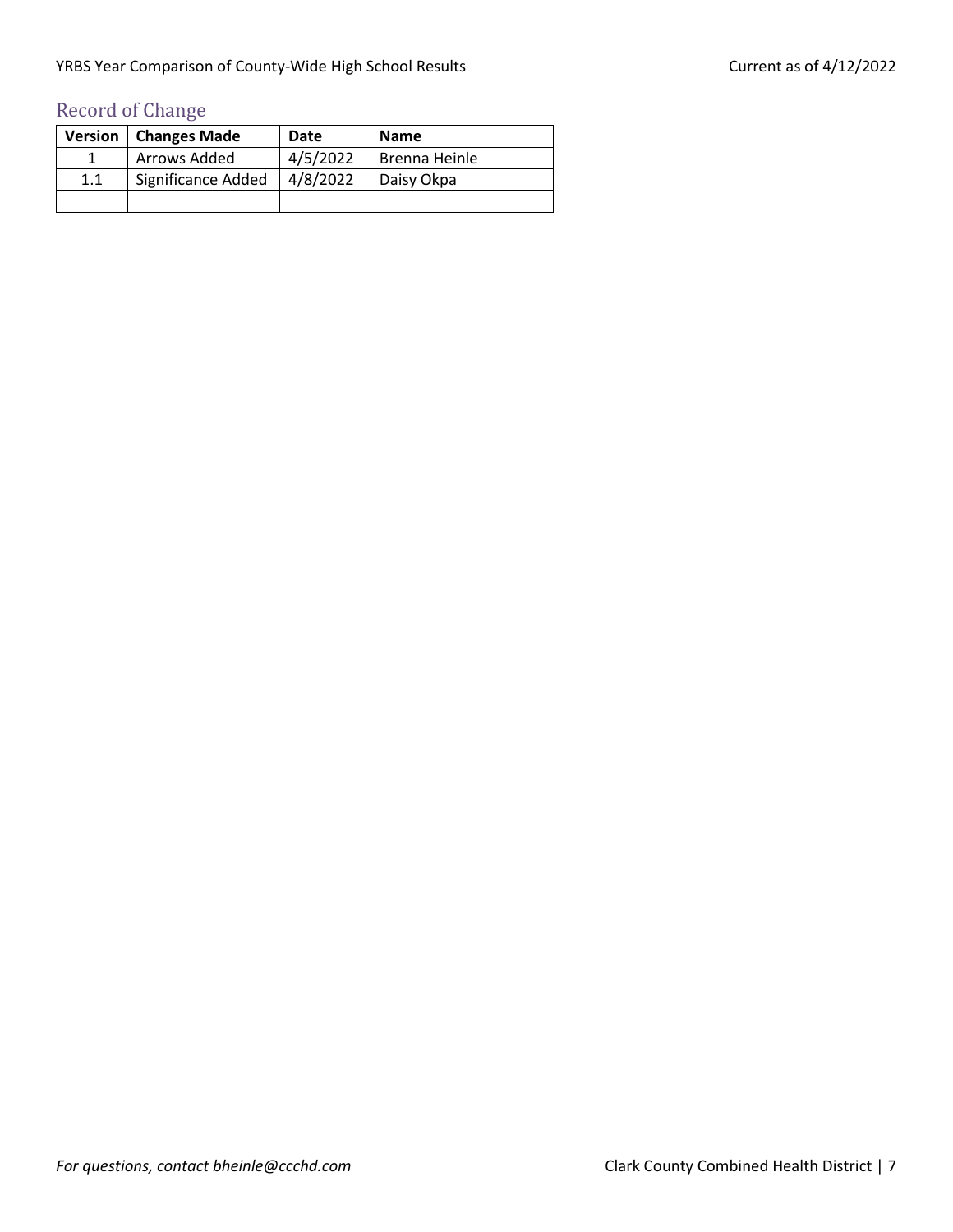## Record of Change

| Version | Changes Made | Date | Name |
| --- | --- | --- | --- |
| 1 | Arrows Added | 4/5/2022 | Brenna Heinle |
| 1.1 | Significance Added | 4/8/2022 | Daisy Okpa |
| | | | |